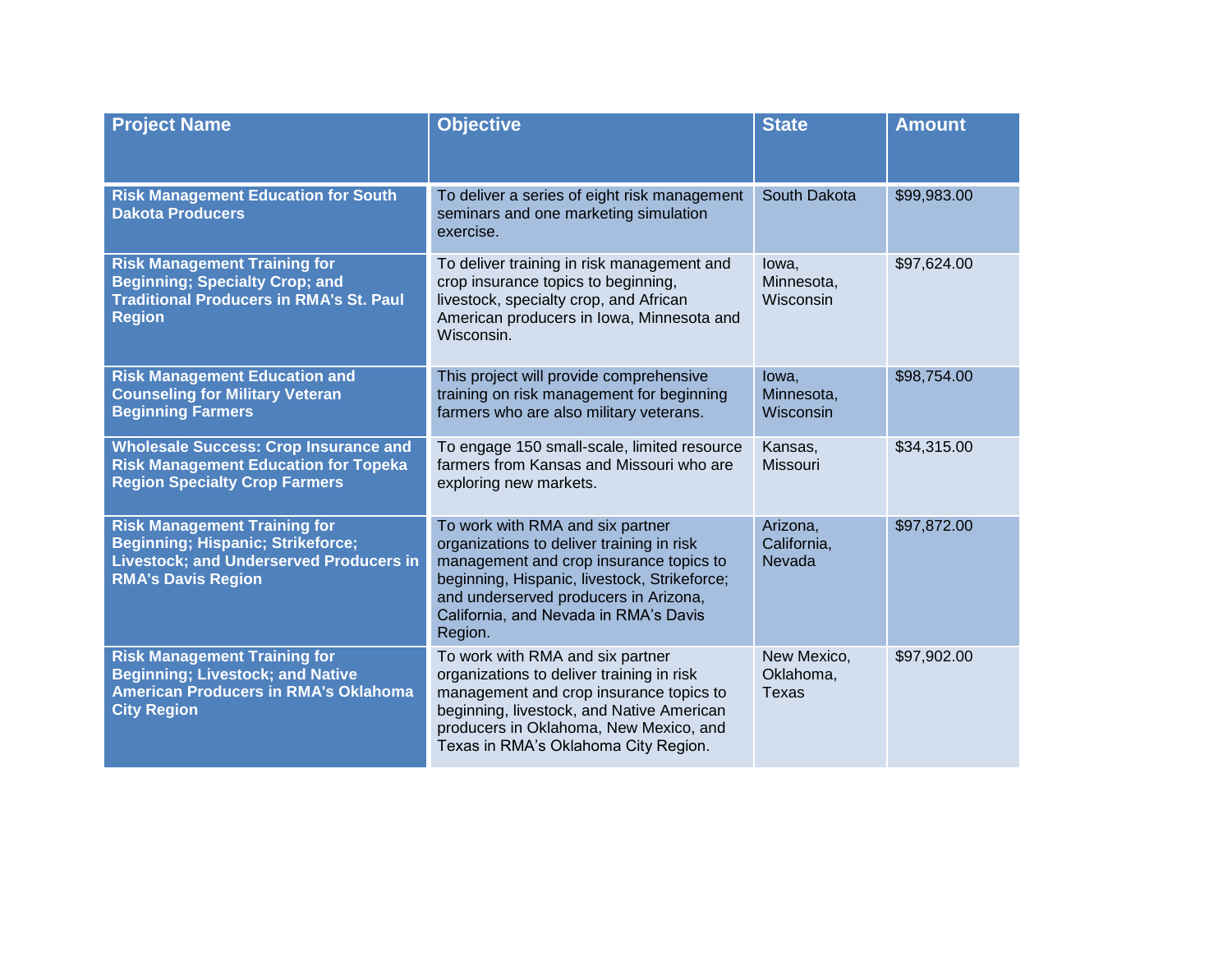| Project Name | Objective | State | Amount |
|---|---|---|---|
| **Risk Management Education for South Dakota Producers** | To deliver a series of eight risk management seminars and one marketing simulation exercise. | South Dakota | $99,983.00 |
| **Risk Management Training for Beginning; Specialty Crop; and Traditional Producers in RMA's St. Paul Region** | To deliver training in risk management and crop insurance topics to beginning, livestock, specialty crop, and African American producers in Iowa, Minnesota and Wisconsin. | Iowa, Minnesota, Wisconsin | $97,624.00 |
| **Risk Management Education and Counseling for Military Veteran Beginning Farmers** | This project will provide comprehensive training on risk management for beginning farmers who are also military veterans. | Iowa, Minnesota, Wisconsin | $98,754.00 |
| **Wholesale Success: Crop Insurance and Risk Management Education for Topeka Region Specialty Crop Farmers** | To engage 150 small-scale, limited resource farmers from Kansas and Missouri who are exploring new markets. | Kansas, Missouri | $34,315.00 |
| **Risk Management Training for Beginning; Hispanic; Strikeforce; Livestock; and Underserved Producers in RMA's Davis Region** | To work with RMA and six partner organizations to deliver training in risk management and crop insurance topics to beginning, Hispanic, livestock, Strikeforce; and underserved producers in Arizona, California, and Nevada in RMA's Davis Region. | Arizona, California, Nevada | $97,872.00 |
| **Risk Management Training for Beginning; Livestock; and Native American Producers in RMA's Oklahoma City Region** | To work with RMA and six partner organizations to deliver training in risk management and crop insurance topics to beginning, livestock, and Native American producers in Oklahoma, New Mexico, and Texas in RMA's Oklahoma City Region. | New Mexico, Oklahoma, Texas | $97,902.00 |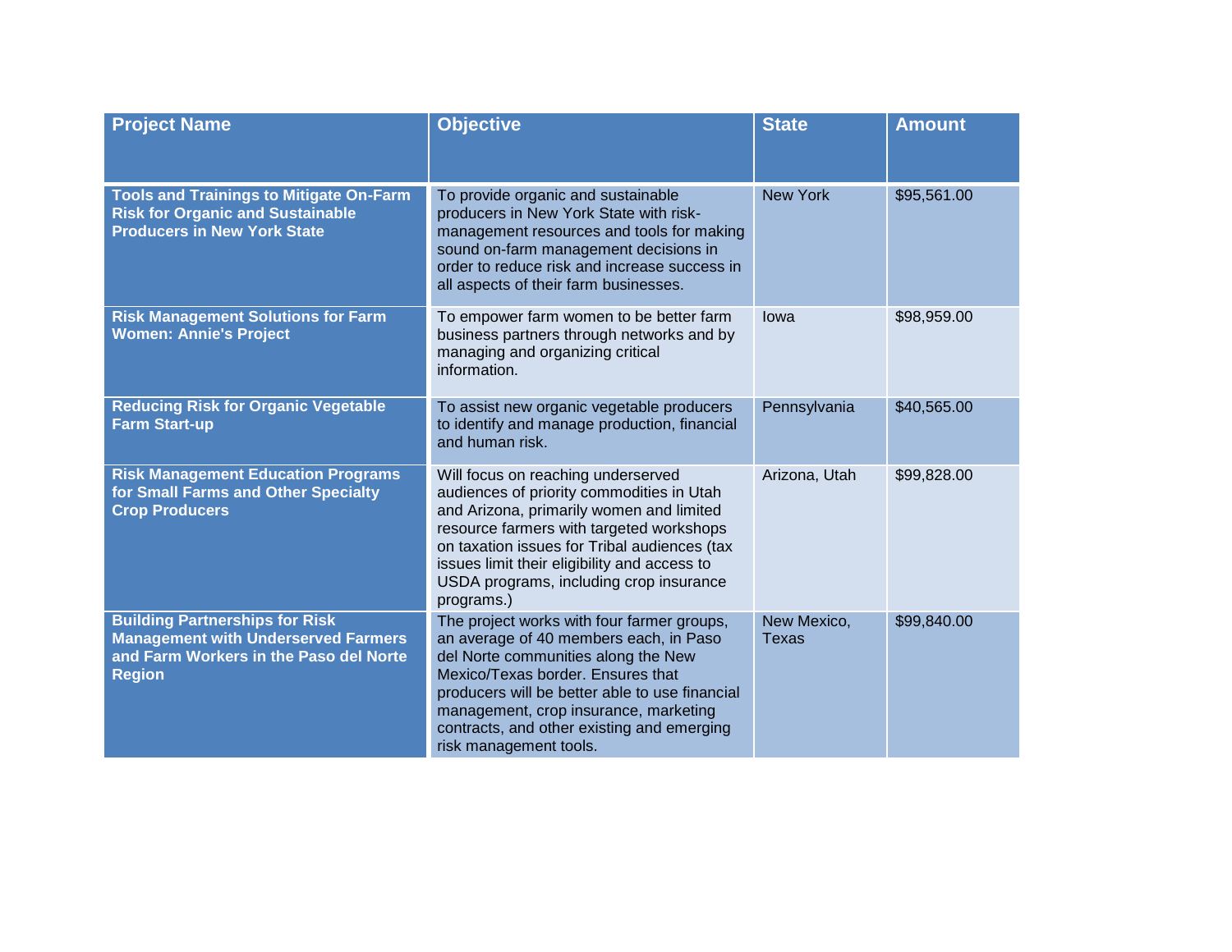| Project Name | Objective | State | Amount |
| --- | --- | --- | --- |
| **Tools and Trainings to Mitigate On-Farm Risk for Organic and Sustainable Producers in New York State** | To provide organic and sustainable producers in New York State with risk-management resources and tools for making sound on-farm management decisions in order to reduce risk and increase success in all aspects of their farm businesses. | New York | $95,561.00 |
| **Risk Management Solutions for Farm Women: Annie's Project** | To empower farm women to be better farm business partners through networks and by managing and organizing critical information. | Iowa | $98,959.00 |
| **Reducing Risk for Organic Vegetable Farm Start-up** | To assist new organic vegetable producers to identify and manage production, financial and human risk. | Pennsylvania | $40,565.00 |
| **Risk Management Education Programs for Small Farms and Other Specialty Crop Producers** | Will focus on reaching underserved audiences of priority commodities in Utah and Arizona, primarily women and limited resource farmers with targeted workshops on taxation issues for Tribal audiences (tax issues limit their eligibility and access to USDA programs, including crop insurance programs.) | Arizona, Utah | $99,828.00 |
| **Building Partnerships for Risk Management with Underserved Farmers and Farm Workers in the Paso del Norte Region** | The project works with four farmer groups, an average of 40 members each, in Paso del Norte communities along the New Mexico/Texas border. Ensures that producers will be better able to use financial management, crop insurance, marketing contracts, and other existing and emerging risk management tools. | New Mexico, Texas | $99,840.00 |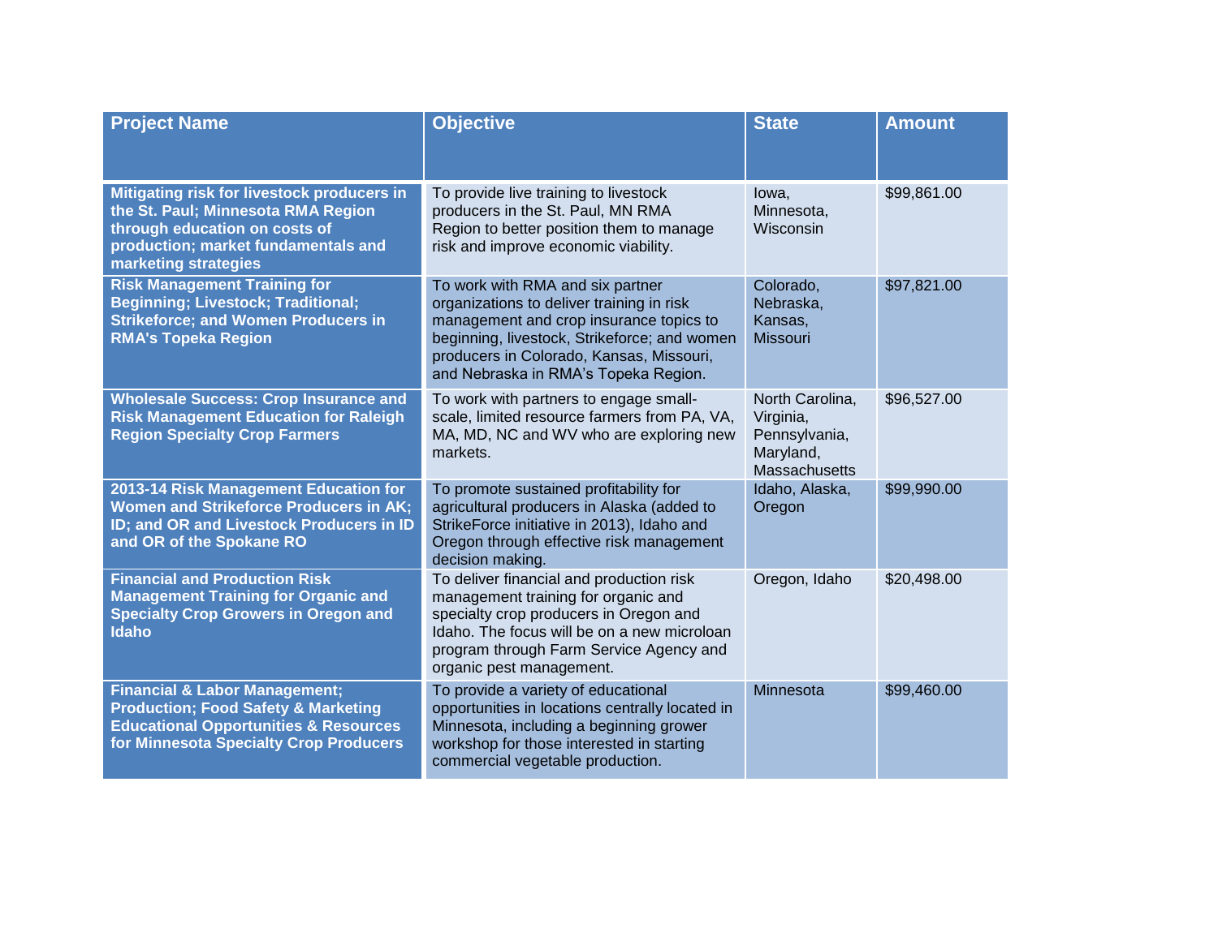| Project Name | Objective | State | Amount |
|---|---|---|---|
| **Mitigating risk for livestock producers in the St. Paul; Minnesota RMA Region through education on costs of production; market fundamentals and marketing strategies** | To provide live training to livestock producers in the St. Paul, MN RMA Region to better position them to manage risk and improve economic viability. | Iowa, Minnesota, Wisconsin | $99,861.00 |
| **Risk Management Training for Beginning; Livestock; Traditional; Strikeforce; and Women Producers in RMA's Topeka Region** | To work with RMA and six partner organizations to deliver training in risk management and crop insurance topics to beginning, livestock, Strikeforce; and women producers in Colorado, Kansas, Missouri, and Nebraska in RMA's Topeka Region. | Colorado, Nebraska, Kansas, Missouri | $97,821.00 |
| **Wholesale Success: Crop Insurance and Risk Management Education for Raleigh Region Specialty Crop Farmers** | To work with partners to engage small-scale, limited resource farmers from PA, VA, MA, MD, NC and WV who are exploring new markets. | North Carolina, Virginia, Pennsylvania, Maryland, Massachusetts | $96,527.00 |
| **2013-14 Risk Management Education for Women and Strikeforce Producers in AK; ID; and OR and Livestock Producers in ID and OR of the Spokane RO** | To promote sustained profitability for agricultural producers in Alaska (added to StrikeForce initiative in 2013), Idaho and Oregon through effective risk management decision making. | Idaho, Alaska, Oregon | $99,990.00 |
| **Financial and Production Risk Management Training for Organic and Specialty Crop Growers in Oregon and Idaho** | To deliver financial and production risk management training for organic and specialty crop producers in Oregon and Idaho. The focus will be on a new microloan program through Farm Service Agency and organic pest management. | Oregon, Idaho | $20,498.00 |
| **Financial & Labor Management; Production; Food Safety & Marketing Educational Opportunities & Resources for Minnesota Specialty Crop Producers** | To provide a variety of educational opportunities in locations centrally located in Minnesota, including a beginning grower workshop for those interested in starting commercial vegetable production. | Minnesota | $99,460.00 |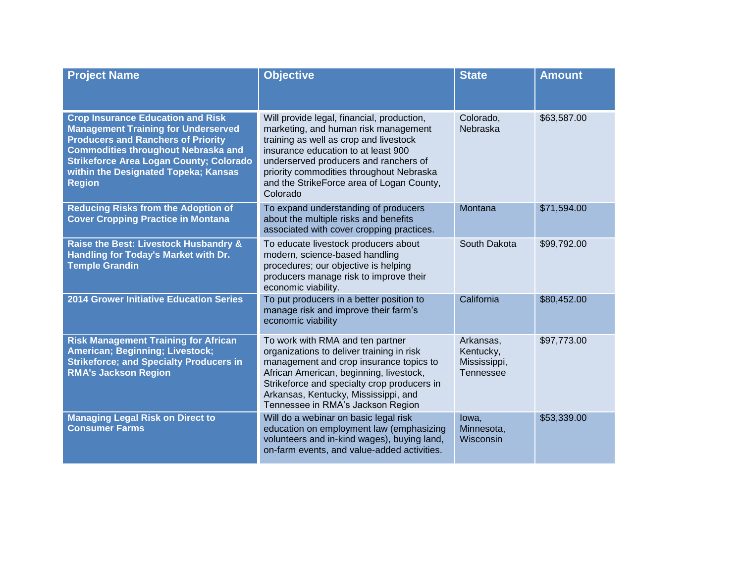| Project Name | Objective | State | Amount |
|---|---|---|---|
| **Crop Insurance Education and Risk Management Training for Underserved Producers and Ranchers of Priority Commodities throughout Nebraska and Strikeforce Area Logan County; Colorado within the Designated Topeka; Kansas Region** | Will provide legal, financial, production, marketing, and human risk management training as well as crop and livestock insurance education to at least 900 underserved producers and ranchers of priority commodities throughout Nebraska and the StrikeForce area of Logan County, Colorado | Colorado, Nebraska | $63,587.00 |
| **Reducing Risks from the Adoption of Cover Cropping Practice in Montana** | To expand understanding of producers about the multiple risks and benefits associated with cover cropping practices. | Montana | $71,594.00 |
| **Raise the Best: Livestock Husbandry & Handling for Today's Market with Dr. Temple Grandin** | To educate livestock producers about modern, science-based handling procedures; our objective is helping producers manage risk to improve their economic viability. | South Dakota | $99,792.00 |
| **2014 Grower Initiative Education Series** | To put producers in a better position to manage risk and improve their farm's economic viability | California | $80,452.00 |
| **Risk Management Training for African American; Beginning; Livestock; Strikeforce; and Specialty Producers in RMA's Jackson Region** | To work with RMA and ten partner organizations to deliver training in risk management and crop insurance topics to African American, beginning, livestock, Strikeforce and specialty crop producers in Arkansas, Kentucky, Mississippi, and Tennessee in RMA's Jackson Region | Arkansas, Kentucky, Mississippi, Tennessee | $97,773.00 |
| **Managing Legal Risk on Direct to Consumer Farms** | Will do a webinar on basic legal risk education on employment law (emphasizing volunteers and in-kind wages), buying land, on-farm events, and value-added activities. | Iowa, Minnesota, Wisconsin | $53,339.00 |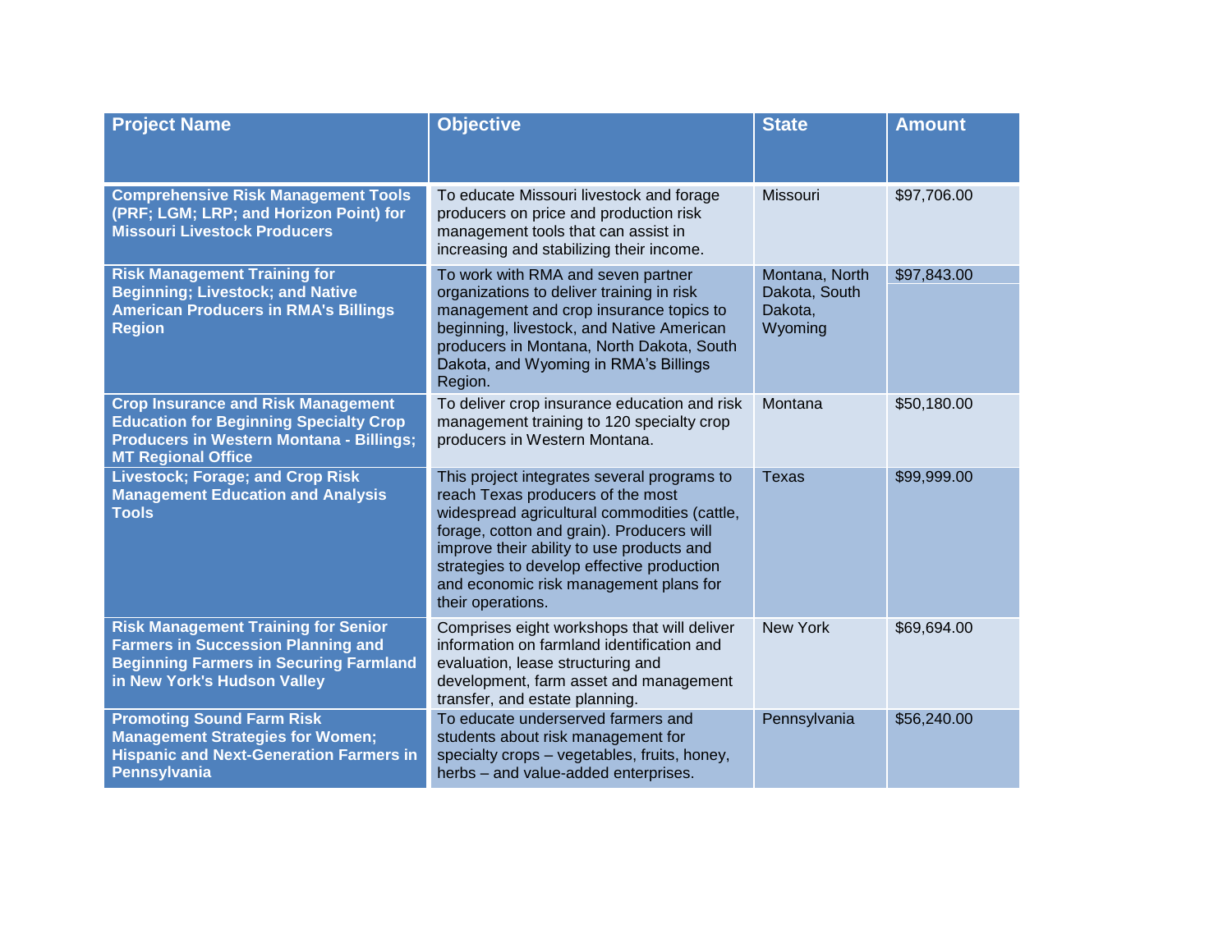| Project Name | Objective | State | Amount |
|---|---|---|---|
| **Comprehensive Risk Management Tools (PRF; LGM; LRP; and Horizon Point) for Missouri Livestock Producers** | To educate Missouri livestock and forage producers on price and production risk management tools that can assist in increasing and stabilizing their income. | Missouri | $97,706.00 |
| **Risk Management Training for Beginning; Livestock; and Native American Producers in RMA's Billings Region** | To work with RMA and seven partner organizations to deliver training in risk management and crop insurance topics to beginning, livestock, and Native American producers in Montana, North Dakota, South Dakota, and Wyoming in RMA's Billings Region. | Montana, North Dakota, South Dakota, Wyoming | $97,843.00 |
| **Crop Insurance and Risk Management Education for Beginning Specialty Crop Producers in Western Montana - Billings; MT Regional Office** | To deliver crop insurance education and risk management training to 120 specialty crop producers in Western Montana. | Montana | $50,180.00 |
| **Livestock; Forage; and Crop Risk Management Education and Analysis Tools** | This project integrates several programs to reach Texas producers of the most widespread agricultural commodities (cattle, forage, cotton and grain). Producers will improve their ability to use products and strategies to develop effective production and economic risk management plans for their operations. | Texas | $99,999.00 |
| **Risk Management Training for Senior Farmers in Succession Planning and Beginning Farmers in Securing Farmland in New York's Hudson Valley** | Comprises eight workshops that will deliver information on farmland identification and evaluation, lease structuring and development, farm asset and management transfer, and estate planning. | New York | $69,694.00 |
| **Promoting Sound Farm Risk Management Strategies for Women; Hispanic and Next-Generation Farmers in Pennsylvania** | To educate underserved farmers and students about risk management for specialty crops – vegetables, fruits, honey, herbs – and value-added enterprises. | Pennsylvania | $56,240.00 |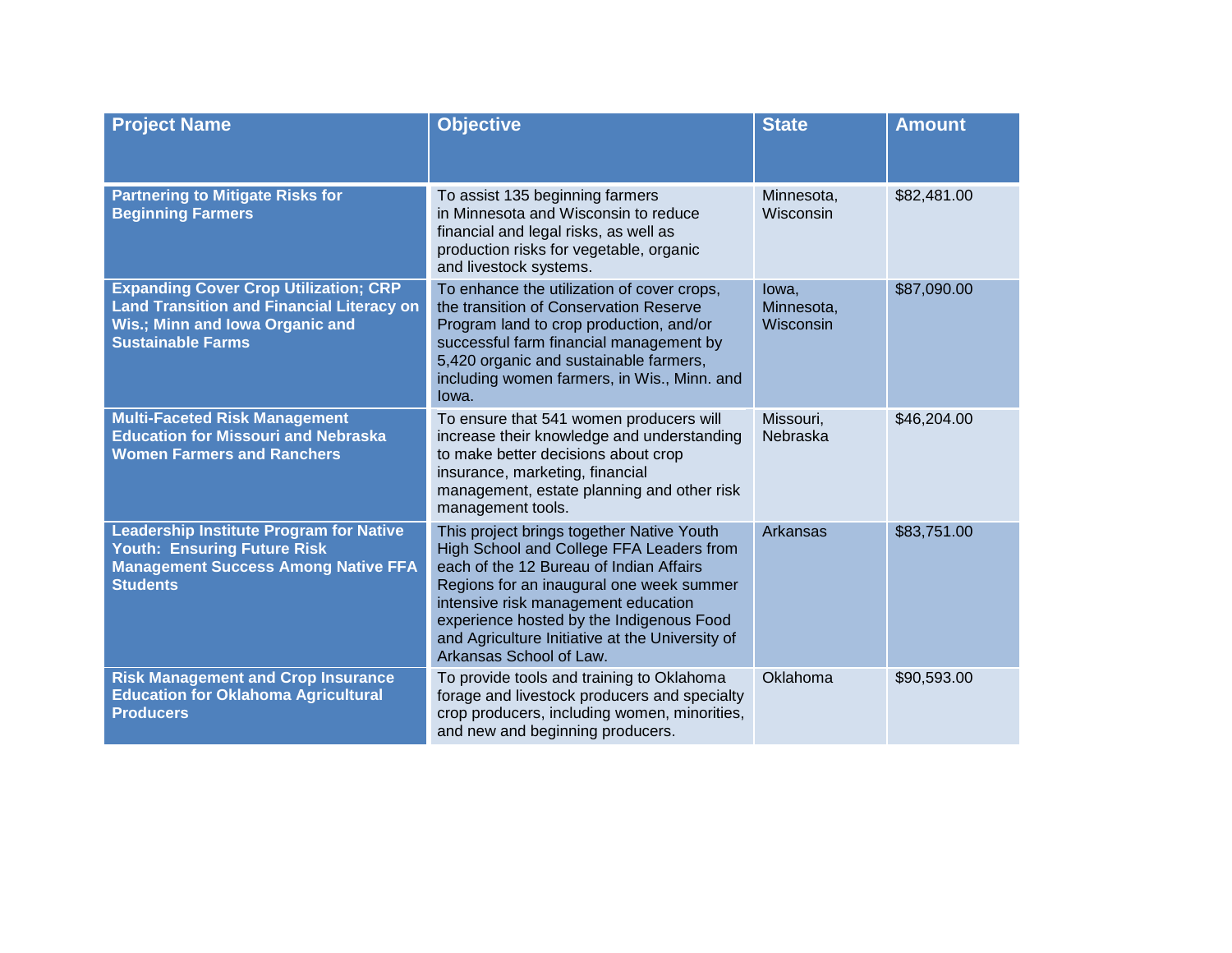| Project Name | Objective | State | Amount |
|---|---|---|---|
| **Partnering to Mitigate Risks for Beginning Farmers** | To assist 135 beginning farmers in Minnesota and Wisconsin to reduce financial and legal risks, as well as production risks for vegetable, organic and livestock systems. | Minnesota, Wisconsin | $82,481.00 |
| **Expanding Cover Crop Utilization; CRP Land Transition and Financial Literacy on Wis.; Minn and Iowa Organic and Sustainable Farms** | To enhance the utilization of cover crops, the transition of Conservation Reserve Program land to crop production, and/or successful farm financial management by 5,420 organic and sustainable farmers, including women farmers, in Wis., Minn. and Iowa. | Iowa, Minnesota, Wisconsin | $87,090.00 |
| **Multi-Faceted Risk Management Education for Missouri and Nebraska Women Farmers and Ranchers** | To ensure that 541 women producers will increase their knowledge and understanding to make better decisions about crop insurance, marketing, financial management, estate planning and other risk management tools. | Missouri, Nebraska | $46,204.00 |
| **Leadership Institute Program for Native Youth: Ensuring Future Risk Management Success Among Native FFA Students** | This project brings together Native Youth High School and College FFA Leaders from each of the 12 Bureau of Indian Affairs Regions for an inaugural one week summer intensive risk management education experience hosted by the Indigenous Food and Agriculture Initiative at the University of Arkansas School of Law. | Arkansas | $83,751.00 |
| **Risk Management and Crop Insurance Education for Oklahoma Agricultural Producers** | To provide tools and training to Oklahoma forage and livestock producers and specialty crop producers, including women, minorities, and new and beginning producers. | Oklahoma | $90,593.00 |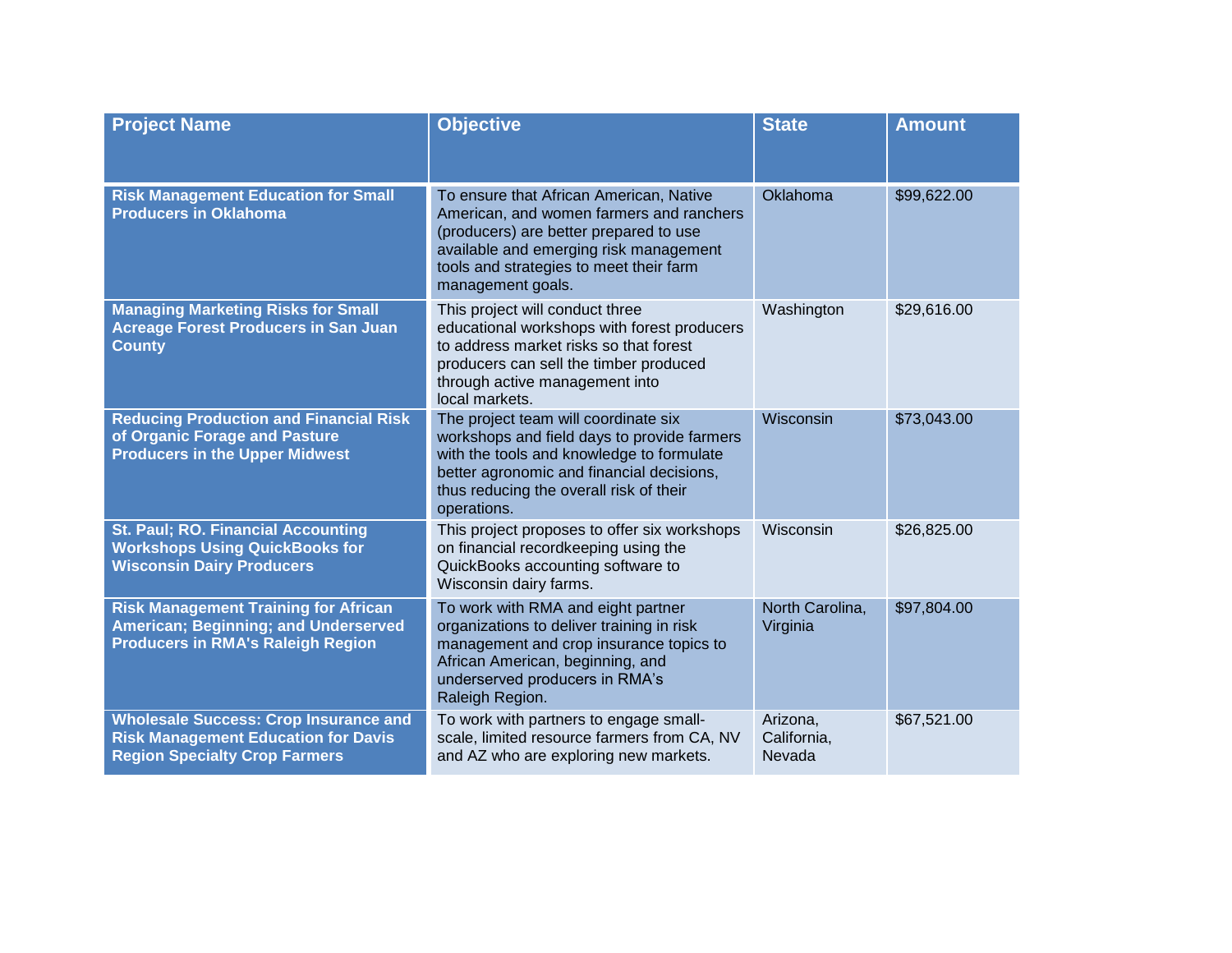| Project Name | Objective | State | Amount |
| --- | --- | --- | --- |
| **Risk Management Education for Small Producers in Oklahoma** | To ensure that African American, Native American, and women farmers and ranchers (producers) are better prepared to use available and emerging risk management tools and strategies to meet their farm management goals. | Oklahoma | $99,622.00 |
| **Managing Marketing Risks for Small Acreage Forest Producers in San Juan County** | This project will conduct three educational workshops with forest producers to address market risks so that forest producers can sell the timber produced through active management into local markets. | Washington | $29,616.00 |
| **Reducing Production and Financial Risk of Organic Forage and Pasture Producers in the Upper Midwest** | The project team will coordinate six workshops and field days to provide farmers with the tools and knowledge to formulate better agronomic and financial decisions, thus reducing the overall risk of their operations. | Wisconsin | $73,043.00 |
| **St. Paul; RO. Financial Accounting Workshops Using QuickBooks for Wisconsin Dairy Producers** | This project proposes to offer six workshops on financial recordkeeping using the QuickBooks accounting software to Wisconsin dairy farms. | Wisconsin | $26,825.00 |
| **Risk Management Training for African American; Beginning; and Underserved Producers in RMA's Raleigh Region** | To work with RMA and eight partner organizations to deliver training in risk management and crop insurance topics to African American, beginning, and underserved producers in RMA's Raleigh Region. | North Carolina, Virginia | $97,804.00 |
| **Wholesale Success: Crop Insurance and Risk Management Education for Davis Region Specialty Crop Farmers** | To work with partners to engage small-scale, limited resource farmers from CA, NV and AZ who are exploring new markets. | Arizona, California, Nevada | $67,521.00 |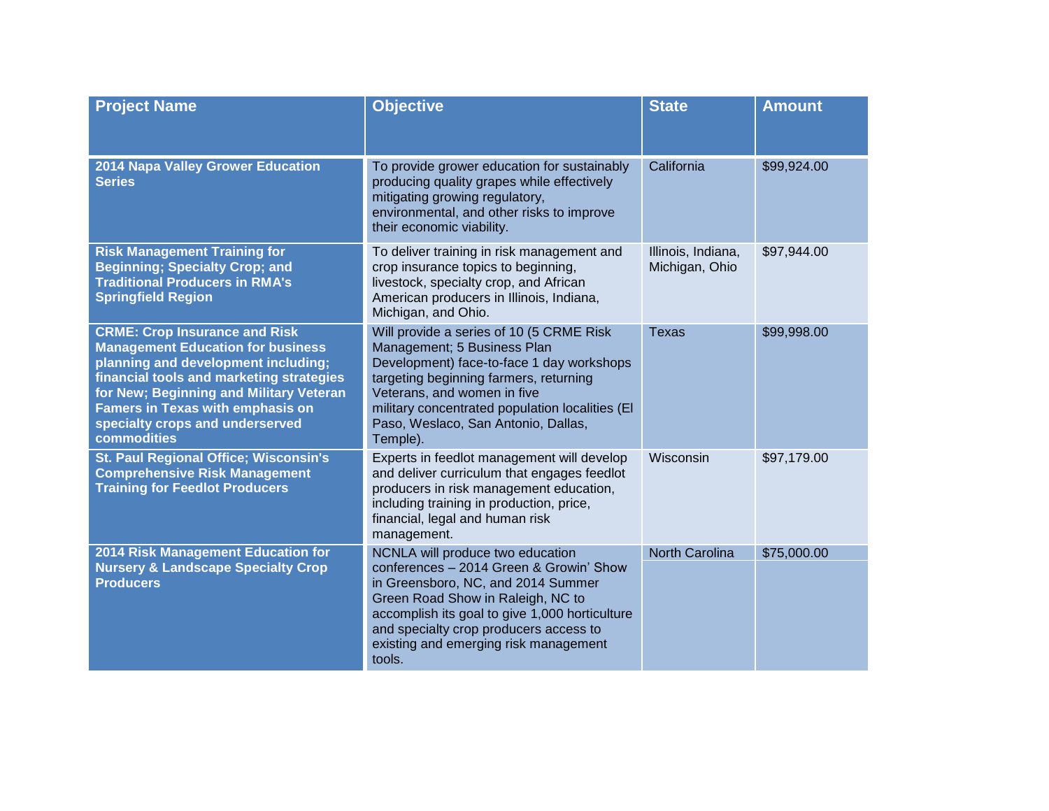| Project Name | Objective | State | Amount |
| --- | --- | --- | --- |
| **2014 Napa Valley Grower Education Series** | To provide grower education for sustainably producing quality grapes while effectively mitigating growing regulatory, environmental, and other risks to improve their economic viability. | California | $99,924.00 |
| **Risk Management Training for Beginning; Specialty Crop; and Traditional Producers in RMA's Springfield Region** | To deliver training in risk management and crop insurance topics to beginning, livestock, specialty crop, and African American producers in Illinois, Indiana, Michigan, and Ohio. | Illinois, Indiana, Michigan, Ohio | $97,944.00 |
| **CRME: Crop Insurance and Risk Management Education for business planning and development including; financial tools and marketing strategies for New; Beginning and Military Veteran Famers in Texas with emphasis on specialty crops and underserved commodities** | Will provide a series of 10 (5 CRME Risk Management; 5 Business Plan Development) face-to-face 1 day workshops targeting beginning farmers, returning Veterans, and women in five military concentrated population localities (El Paso, Weslaco, San Antonio, Dallas, Temple). | Texas | $99,998.00 |
| **St. Paul Regional Office; Wisconsin's Comprehensive Risk Management Training for Feedlot Producers** | Experts in feedlot management will develop and deliver curriculum that engages feedlot producers in risk management education, including training in production, price, financial, legal and human risk management. | Wisconsin | $97,179.00 |
| **2014 Risk Management Education for Nursery & Landscape Specialty Crop Producers** | NCNLA will produce two education conferences – 2014 Green & Growin' Show in Greensboro, NC, and 2014 Summer Green Road Show in Raleigh, NC to accomplish its goal to give 1,000 horticulture and specialty crop producers access to existing and emerging risk management tools. | North Carolina | $75,000.00 |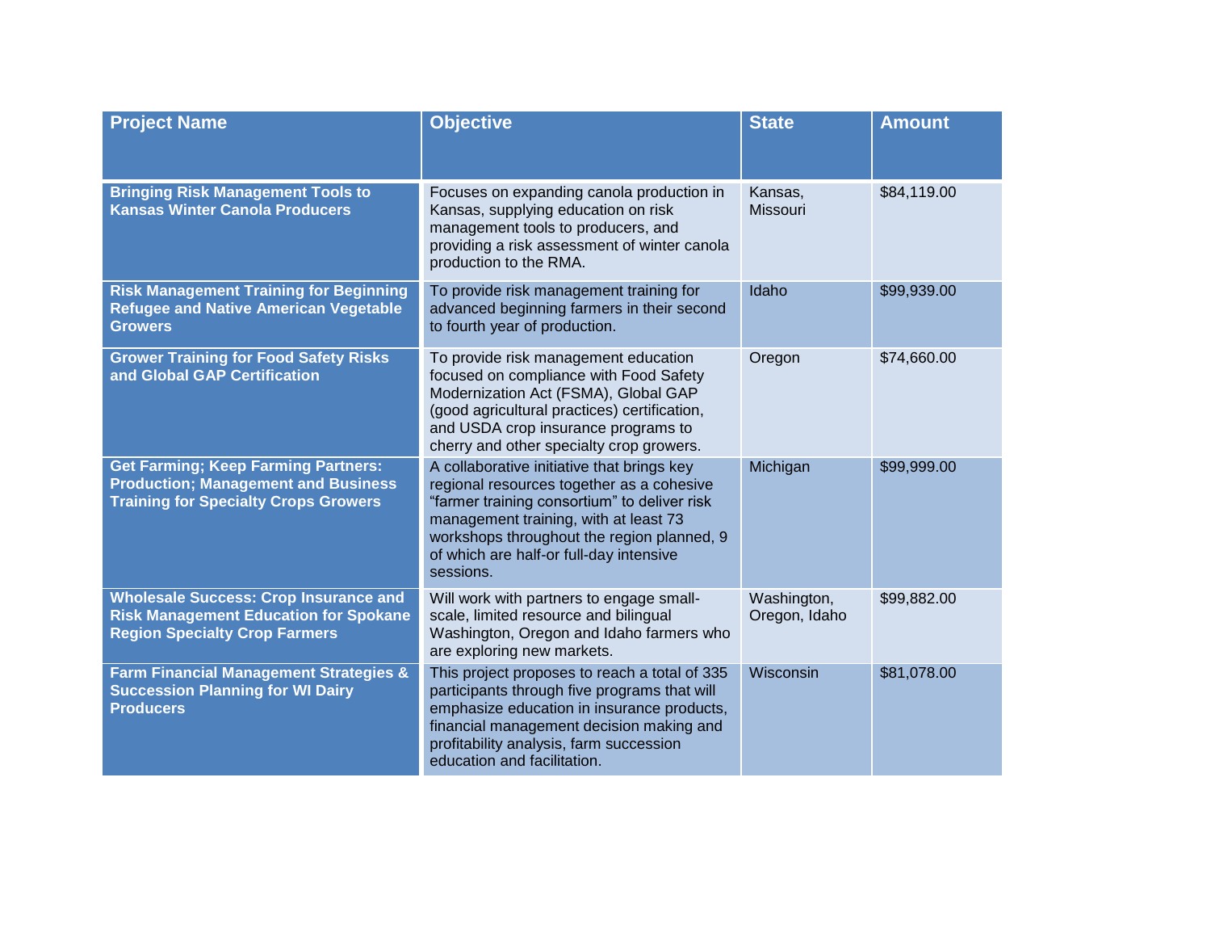| Project Name | Objective | State | Amount |
|---|---|---|---|
| **Bringing Risk Management Tools to Kansas Winter Canola Producers** | Focuses on expanding canola production in Kansas, supplying education on risk management tools to producers, and providing a risk assessment of winter canola production to the RMA. | Kansas, Missouri | $84,119.00 |
| **Risk Management Training for Beginning Refugee and Native American Vegetable Growers** | To provide risk management training for advanced beginning farmers in their second to fourth year of production. | Idaho | $99,939.00 |
| **Grower Training for Food Safety Risks and Global GAP Certification** | To provide risk management education focused on compliance with Food Safety Modernization Act (FSMA), Global GAP (good agricultural practices) certification, and USDA crop insurance programs to cherry and other specialty crop growers. | Oregon | $74,660.00 |
| **Get Farming; Keep Farming Partners: Production; Management and Business Training for Specialty Crops Growers** | A collaborative initiative that brings key regional resources together as a cohesive "farmer training consortium" to deliver risk management training, with at least 73 workshops throughout the region planned, 9 of which are half-or full-day intensive sessions. | Michigan | $99,999.00 |
| **Wholesale Success: Crop Insurance and Risk Management Education for Spokane Region Specialty Crop Farmers** | Will work with partners to engage small-scale, limited resource and bilingual Washington, Oregon and Idaho farmers who are exploring new markets. | Washington, Oregon, Idaho | $99,882.00 |
| **Farm Financial Management Strategies & Succession Planning for WI Dairy Producers** | This project proposes to reach a total of 335 participants through five programs that will emphasize education in insurance products, financial management decision making and profitability analysis, farm succession education and facilitation. | Wisconsin | $81,078.00 |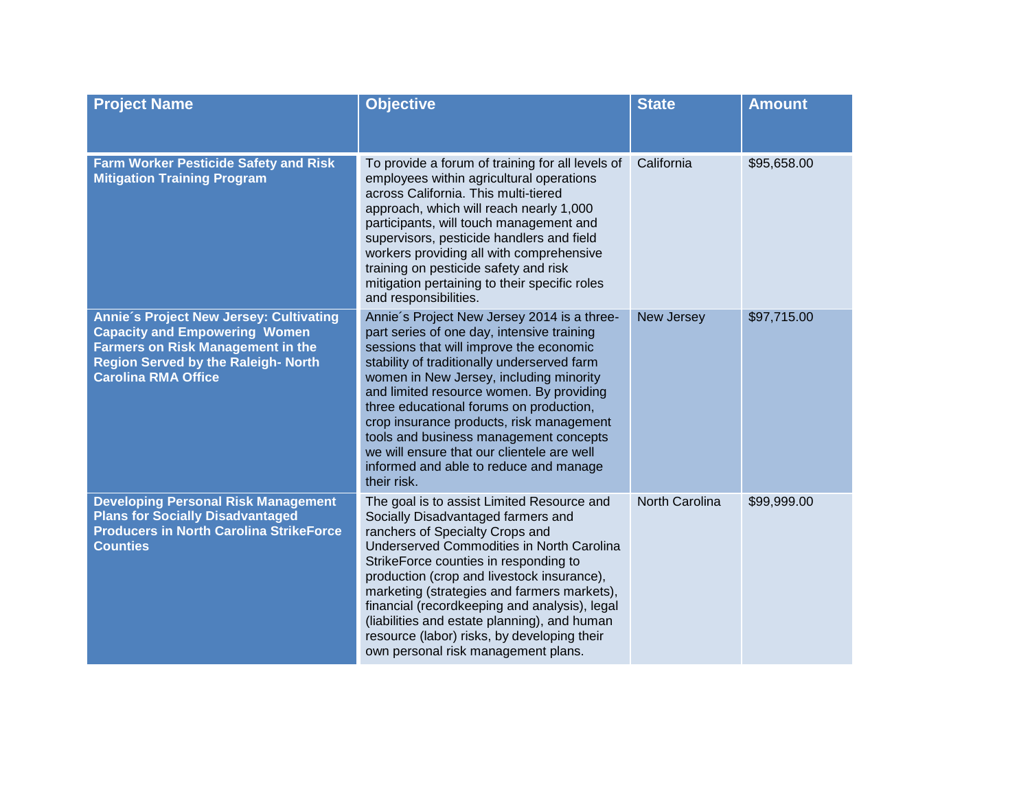| Project Name | Objective | State | Amount |
|---|---|---|---|
| **Farm Worker Pesticide Safety and Risk Mitigation Training Program** | To provide a forum of training for all levels of employees within agricultural operations across California. This multi-tiered approach, which will reach nearly 1,000 participants, will touch management and supervisors, pesticide handlers and field workers providing all with comprehensive training on pesticide safety and risk mitigation pertaining to their specific roles and responsibilities. | California | $95,658.00 |
| **Annie´s Project New Jersey: Cultivating Capacity and Empowering Women Farmers on Risk Management in the Region Served by the Raleigh- North Carolina RMA Office** | Annie´s Project New Jersey 2014 is a three-part series of one day, intensive training sessions that will improve the economic stability of traditionally underserved farm women in New Jersey, including minority and limited resource women. By providing three educational forums on production, crop insurance products, risk management tools and business management concepts we will ensure that our clientele are well informed and able to reduce and manage their risk. | New Jersey | $97,715.00 |
| **Developing Personal Risk Management Plans for Socially Disadvantaged Producers in North Carolina StrikeForce Counties** | The goal is to assist Limited Resource and Socially Disadvantaged farmers and ranchers of Specialty Crops and Underserved Commodities in North Carolina StrikeForce counties in responding to production (crop and livestock insurance), marketing (strategies and farmers markets), financial (recordkeeping and analysis), legal (liabilities and estate planning), and human resource (labor) risks, by developing their own personal risk management plans. | North Carolina | $99,999.00 |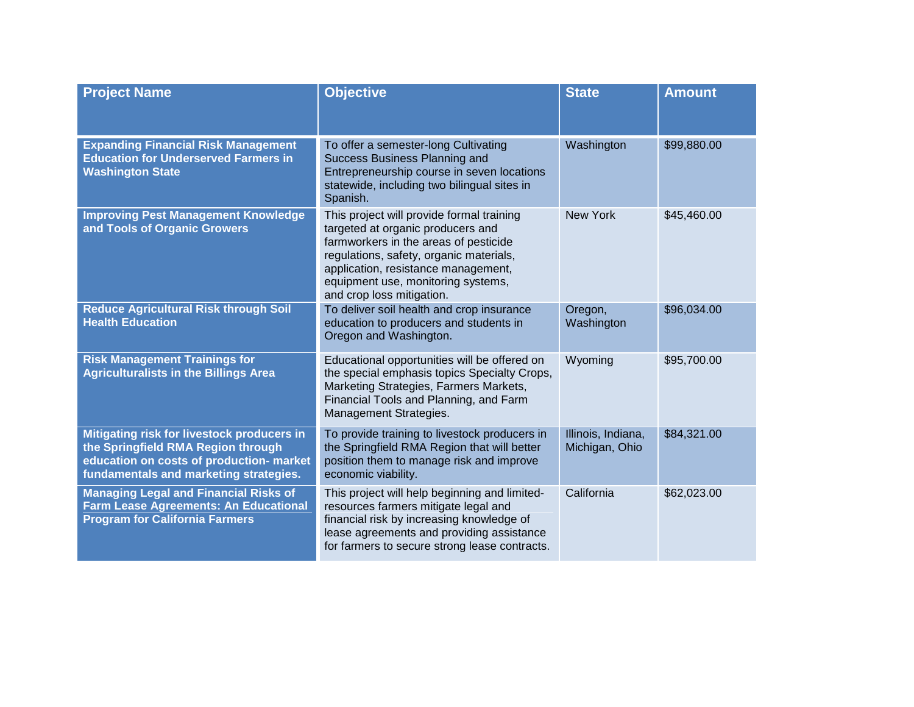| Project Name | Objective | State | Amount |
|---|---|---|---|
| **Expanding Financial Risk Management Education for Underserved Farmers in Washington State** | To offer a semester-long Cultivating Success Business Planning and Entrepreneurship course in seven locations statewide, including two bilingual sites in Spanish. | Washington | $99,880.00 |
| **Improving Pest Management Knowledge and Tools of Organic Growers** | This project will provide formal training targeted at organic producers and farmworkers in the areas of pesticide regulations, safety, organic materials, application, resistance management, equipment use, monitoring systems, and crop loss mitigation. | New York | $45,460.00 |
| **Reduce Agricultural Risk through Soil Health Education** | To deliver soil health and crop insurance education to producers and students in Oregon and Washington. | Oregon, Washington | $96,034.00 |
| **Risk Management Trainings for Agriculturalists in the Billings Area** | Educational opportunities will be offered on the special emphasis topics Specialty Crops, Marketing Strategies, Farmers Markets, Financial Tools and Planning, and Farm Management Strategies. | Wyoming | $95,700.00 |
| **Mitigating risk for livestock producers in the Springfield RMA Region through education on costs of production- market fundamentals and marketing strategies.** | To provide training to livestock producers in the Springfield RMA Region that will better position them to manage risk and improve economic viability. | Illinois, Indiana, Michigan, Ohio | $84,321.00 |
| **Managing Legal and Financial Risks of Farm Lease Agreements: An Educational Program for California Farmers** | This project will help beginning and limited-resources farmers mitigate legal and financial risk by increasing knowledge of lease agreements and providing assistance for farmers to secure strong lease contracts. | California | $62,023.00 |